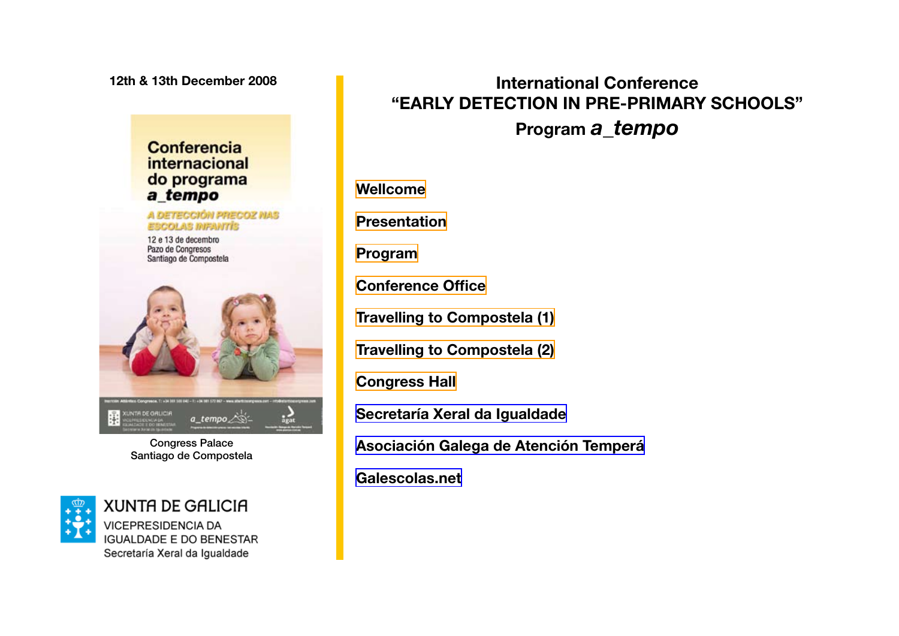12th & 13th December 2008

Conferencia internacional do programa *a_tempo*

A DETECCIÓN PRECOZ NAS ESCOLAS INFANTÍS

12 e 13 de decembro
Pazo de Congresos
Santiago de Compostela

Congress Palace
Santiago de Compostela

XUNTA DE GALICIA
VICEPRESIDENCIA DA IGUALDADE E DO BENESTAR
Secretaría Xeral da Igualdade

# International Conference "EARLY DETECTION IN PRE-PRIMARY SCHOOLS"

## Program *a_tempo*

- Wellcome
- Presentation
- Program
- Conference Office
- Travelling to Compostela (1)
- Travelling to Compostela (2)
- Congress Hall
- Secretaría Xeral da Igualdade
- Asociación Galega de Atención Temperá
- Galescolas.net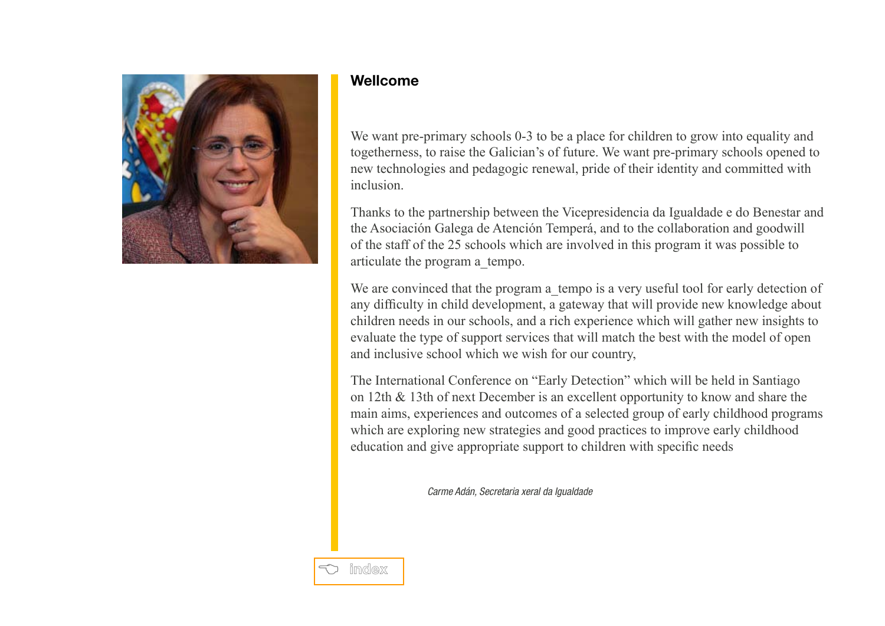## Wellcome

We want pre-primary schools 0-3 to be a place for children to grow into equality and togetherness, to raise the Galician's of future. We want pre-primary schools opened to new technologies and pedagogic renewal, pride of their identity and committed with inclusion.

Thanks to the partnership between the Vicepresidencia da Igualdade e do Benestar and the Asociación Galega de Atención Temperá, and to the collaboration and goodwill of the staff of the 25 schools which are involved in this program it was possible to articulate the program a_tempo.

We are convinced that the program a_tempo is a very useful tool for early detection of any difficulty in child development, a gateway that will provide new knowledge about children needs in our schools, and a rich experience which will gather new insights to evaluate the type of support services that will match the best with the model of open and inclusive school which we wish for our country,

The International Conference on "Early Detection" which will be held in Santiago on 12th & 13th of next December is an excellent opportunity to know and share the main aims, experiences and outcomes of a selected group of early childhood programs which are exploring new strategies and good practices to improve early childhood education and give appropriate support to children with specific needs

*Carme Adán, Secretaria xeral da Igualdade*

index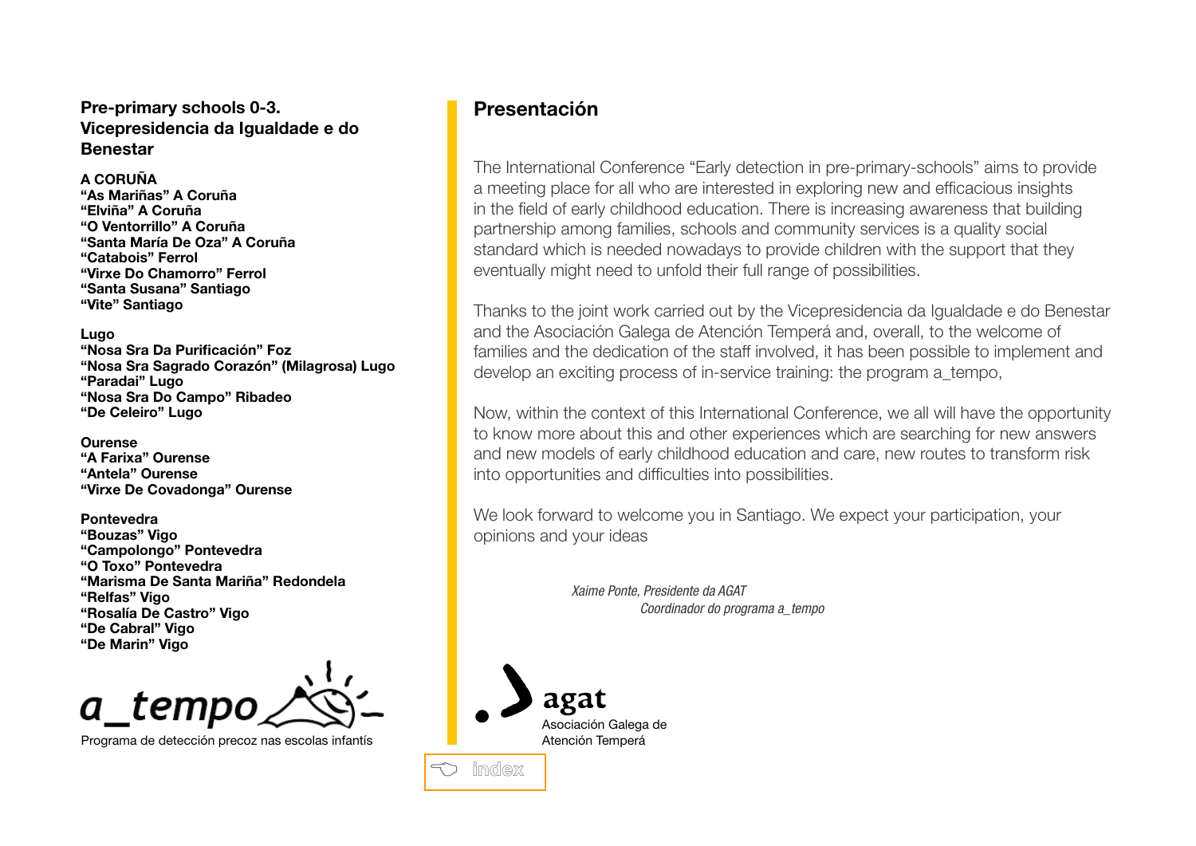**Pre-primary schools 0-3.**
**Vicepresidencia da Igualdade e do Benestar**

**A CORUÑA**
**"As Mariñas" A Coruña**
**"Elviña" A Coruña**
**"O Ventorrillo" A Coruña**
**"Santa María De Oza" A Coruña**
**"Catabois" Ferrol**
**"Virxe Do Chamorro" Ferrol**
**"Santa Susana" Santiago**
**"Vite" Santiago**

**Lugo**
**"Nosa Sra Da Purificación" Foz**
**"Nosa Sra Sagrado Corazón" (Milagrosa) Lugo**
**"Paradai" Lugo**
**"Nosa Sra Do Campo" Ribadeo**
**"De Celeiro" Lugo**

**Ourense**
**"A Farixa" Ourense**
**"Antela" Ourense**
**"Virxe De Covadonga" Ourense**

**Pontevedra**
**"Bouzas" Vigo**
**"Campolongo" Pontevedra**
**"O Toxo" Pontevedra**
**"Marisma De Santa Mariña" Redondela**
**"Relfas" Vigo**
**"Rosalía De Castro" Vigo**
**"De Cabral" Vigo**
**"De Marin" Vigo**

a_tempo

Programa de detección precoz nas escolas infantís

## Presentación

The International Conference "Early detection in pre-primary-schools" aims to provide a meeting place for all who are interested in exploring new and efficacious insights in the field of early childhood education. There is increasing awareness that building partnership among families, schools and community services is a quality social standard which is needed nowadays to provide children with the support that they eventually might need to unfold their full range of possibilities.

Thanks to the joint work carried out by the Vicepresidencia da Igualdade e do Benestar and the Asociación Galega de Atención Temperá and, overall, to the welcome of families and the dedication of the staff involved, it has been possible to implement and develop an exciting process of in-service training: the program a_tempo,

Now, within the context of this International Conference, we all will have the opportunity to know more about this and other experiences which are searching for new answers and new models of early childhood education and care, new routes to transform risk into opportunities and difficulties into possibilities.

We look forward to welcome you in Santiago. We expect your participation, your opinions and your ideas

*Xaime Ponte, Presidente da AGAT*
*Coordinador do programa a_tempo*

agat
Asociación Galega de Atención Temperá

index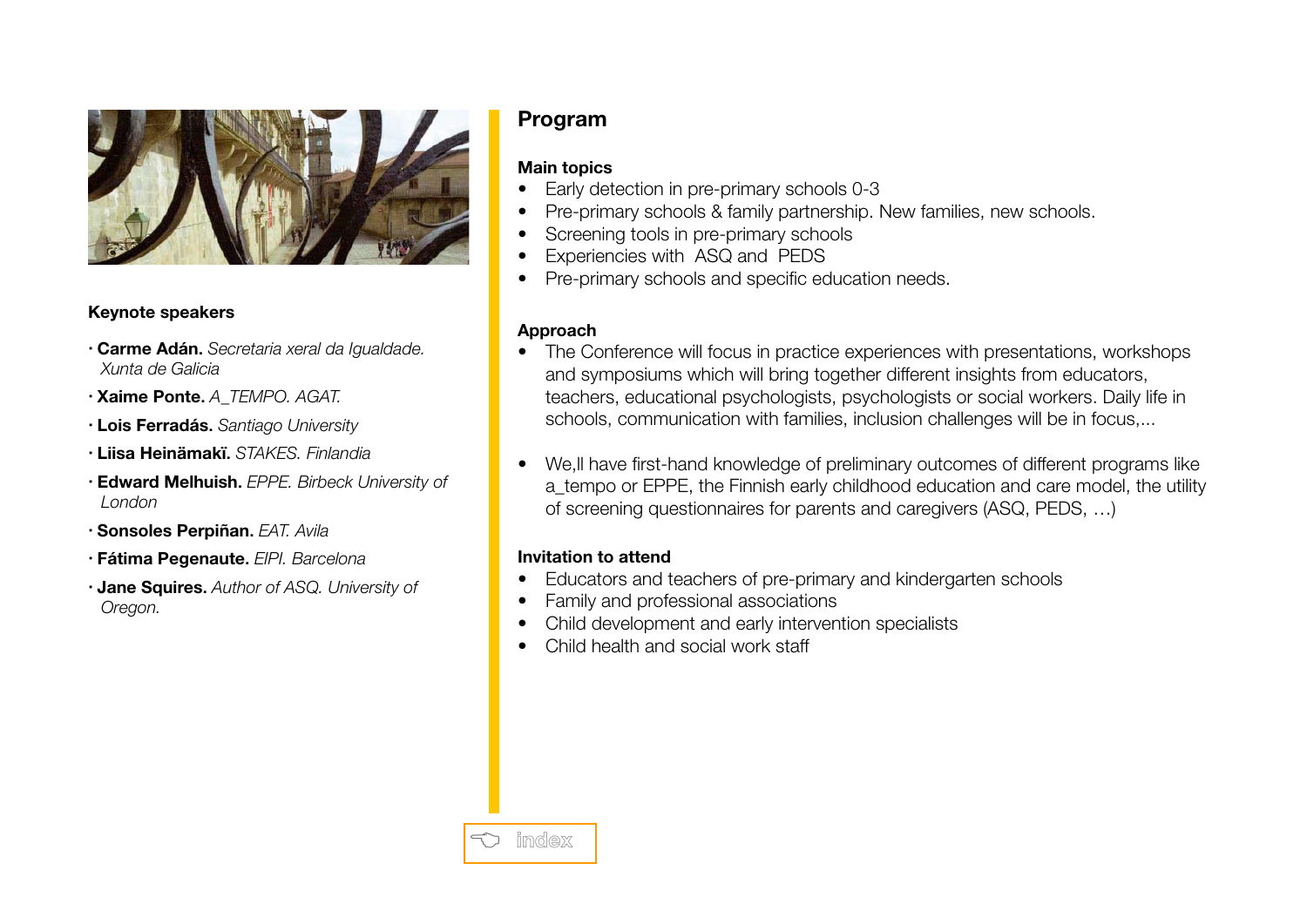**Keynote speakers**

- **Carme Adán.** *Secretaria xeral da Igualdade. Xunta de Galicia*
- **Xaime Ponte.** *A_TEMPO. AGAT.*
- **Lois Ferradás.** *Santiago University*
- **Liisa Heinämakï.** *STAKES. Finlandia*
- **Edward Melhuish.** *EPPE. Birbeck University of London*
- **Sonsoles Perpiñan.** *EAT. Avila*
- **Fátima Pegenaute.** *EIPI. Barcelona*
- **Jane Squires.** *Author of ASQ. University of Oregon.*

## Program

**Main topics**

- Early detection in pre-primary schools 0-3
- Pre-primary schools & family partnership. New families, new schools.
- Screening tools in pre-primary schools
- Experiencies with ASQ and PEDS
- Pre-primary schools and specific education needs.

**Approach**

- The Conference will focus in practice experiences with presentations, workshops and symposiums which will bring together different insights from educators, teachers, educational psychologists, psychologists or social workers. Daily life in schools, communication with families, inclusion challenges will be in focus,...

- We,ll have first-hand knowledge of preliminary outcomes of different programs like a_tempo or EPPE, the Finnish early childhood education and care model, the utility of screening questionnaires for parents and caregivers (ASQ, PEDS, …)

**Invitation to attend**

- Educators and teachers of pre-primary and kindergarten schools
- Family and professional associations
- Child development and early intervention specialists
- Child health and social work staff

index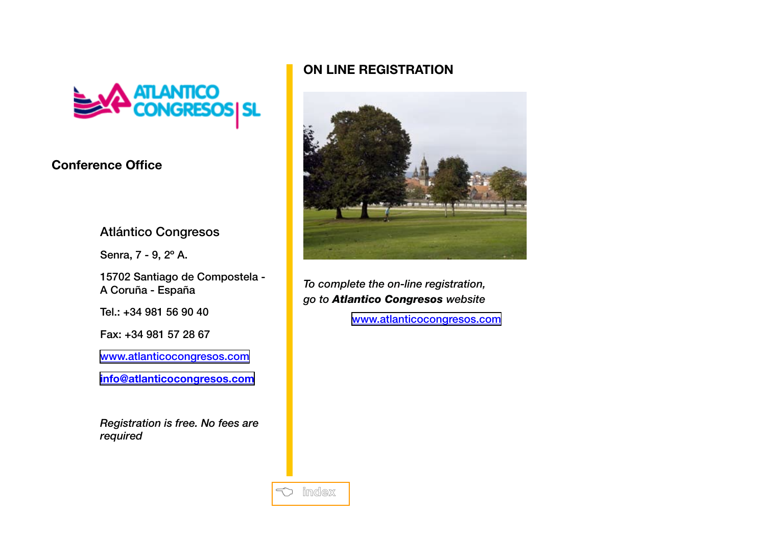**Conference Office**

Atlántico Congresos

Senra, 7 - 9, 2º A.

15702 Santiago de Compostela - A Coruña - España

Tel.: +34 981 56 90 40

Fax: +34 981 57 28 67

www.atlanticocongresos.com

info@atlanticocongresos.com

*Registration is free. No fees are required*

## ON LINE REGISTRATION

*To complete the on-line registration, go to* ***Atlantico Congresos*** *website*

www.atlanticocongresos.com

index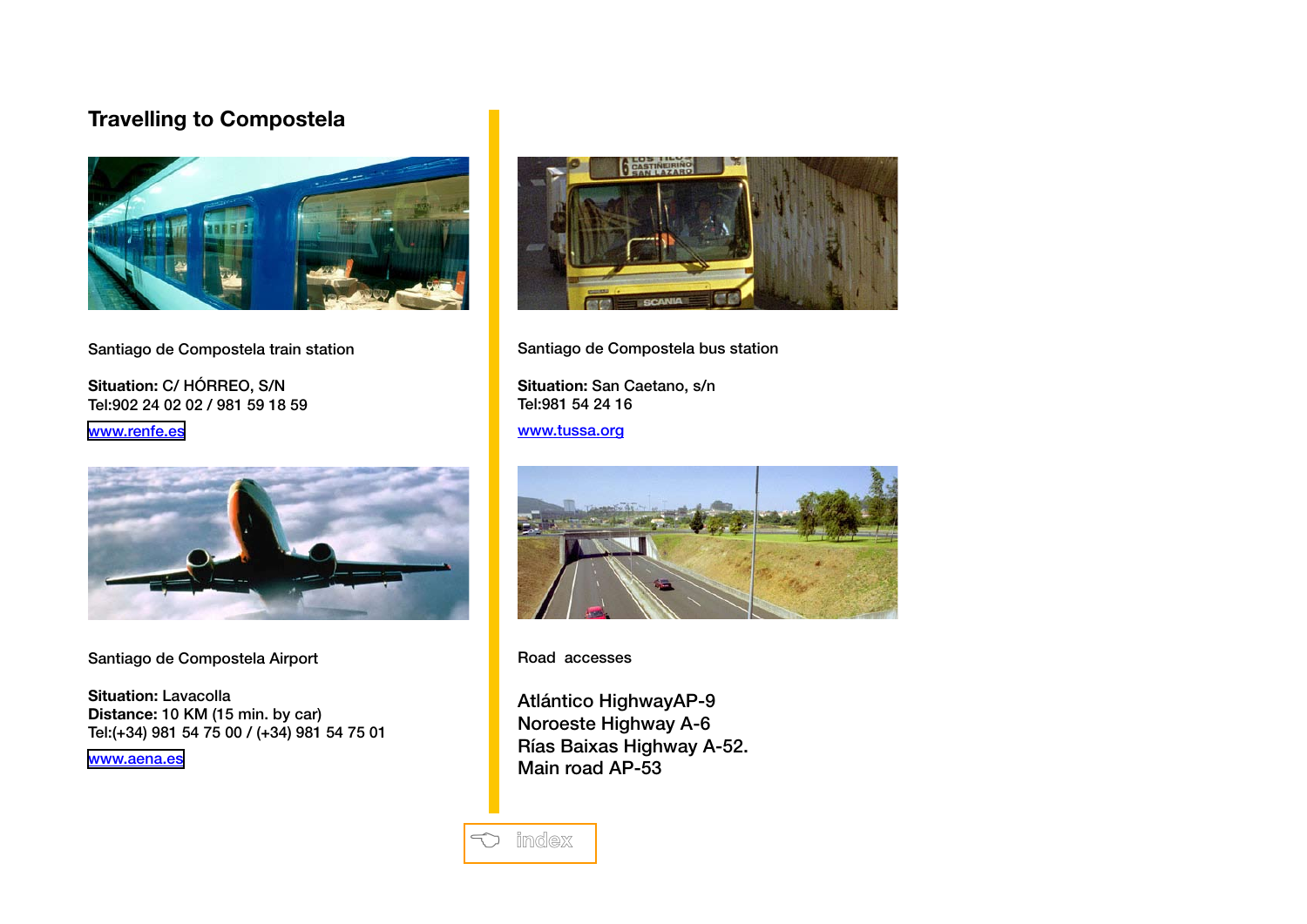# Travelling to Compostela

Santiago de Compostela train station

**Situation:** C/ HÓRREO, S/N
Tel:902 24 02 02 / 981 59 18 59

www.renfe.es

Santiago de Compostela Airport

**Situation:** Lavacolla
**Distance:** 10 KM (15 min. by car)
Tel:(+34) 981 54 75 00 / (+34) 981 54 75 01

www.aena.es

Santiago de Compostela bus station

**Situation:** San Caetano, s/n
Tel:981 54 24 16

www.tussa.org

Road accesses

Atlántico HighwayAP-9
Noroeste Highway A-6
Rías Baixas Highway A-52.
Main road AP-53

index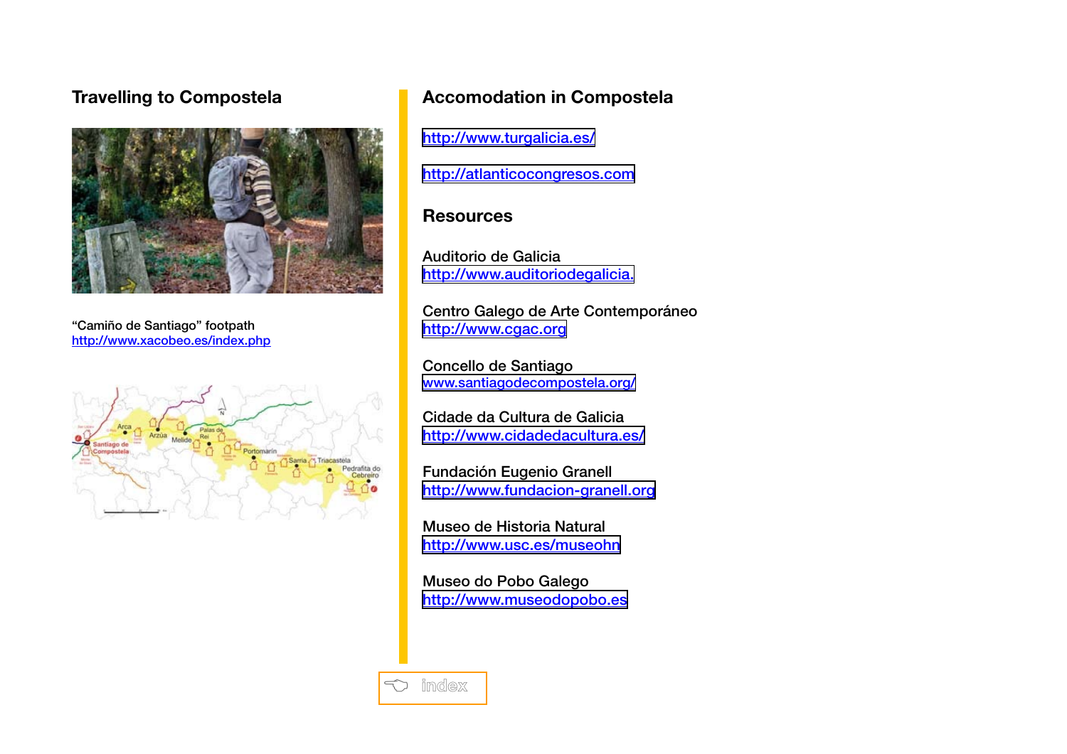## Travelling to Compostela

“Camiño de Santiago” footpath
http://www.xacobeo.es/index.php

## Accomodation in Compostela

http://www.turgalicia.es/

http://atlanticocongresos.com

## Resources

Auditorio de Galicia
http://www.auditoriodegalicia.

Centro Galego de Arte Contemporáneo
http://www.cgac.org

Concello de Santiago
www.santiagodecompostela.org/

Cidade da Cultura de Galicia
http://www.cidadedacultura.es/

Fundación Eugenio Granell
http://www.fundacion-granell.org

Museo de Historia Natural
http://www.usc.es/museohn

Museo do Pobo Galego
http://www.museodopobo.es

index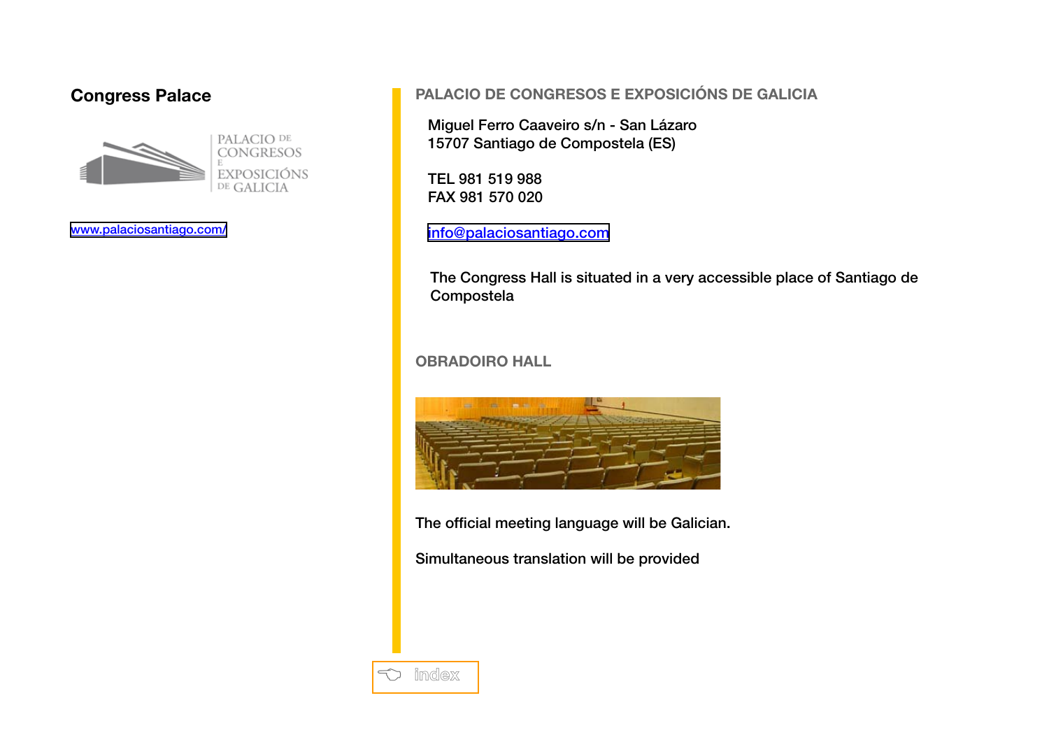## Congress Press

PALACIO DE CONGRESOS E EXPOSICIÓNS DE GALICIA

www.palaciosantiago.com/

### PALACIO DE CONGRESOS E EXPOSICIÓNS DE GALICIA

Miguel Ferro Caaveiro s/n - San Lázaro
15707 Santiago de Compostela (ES)

TEL 981 519 988
FAX 981 570 020

info@palaciosantiago.com

The Congress Hall is situated in a very accessible place of Santiago de Compostela

### OBRADOIRO HALL

The official meeting language will be Galician.

Simultaneous translation will be provided

index